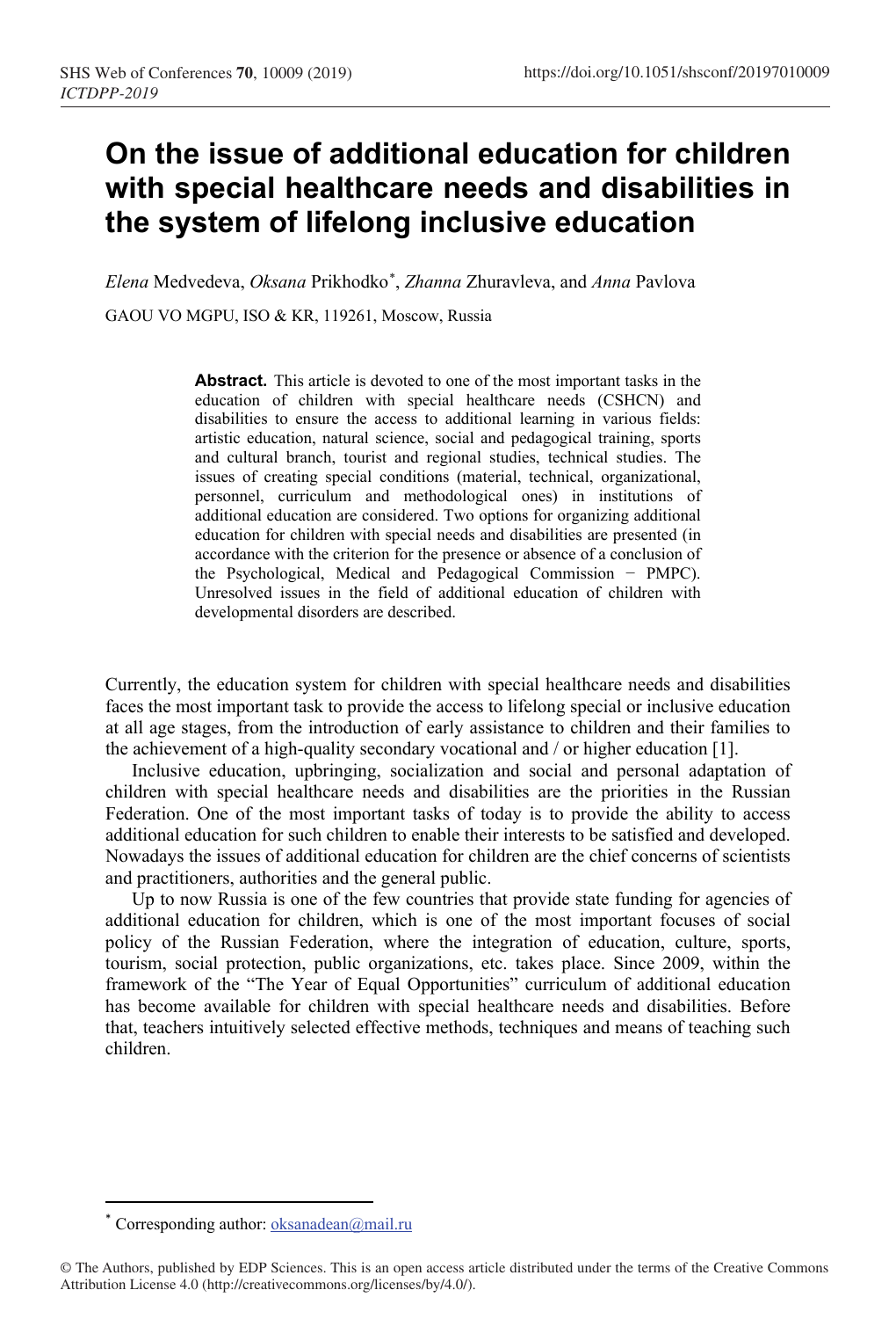# On the issue of additional education for children with special healthcare needs and disabilities in the system of lifelong inclusive education

*Elena* Medvedeva, *Oksana* Prikhodko[*], *Zhanna* Zhuravleva, and *Anna* Pavlova

GAOU VO MGPU, ISO & KR, 119261, Moscow, Russia

**Abstract.** This article is devoted to one of the most important tasks in the education of children with special healthcare needs (CSHCN) and disabilities to ensure the access to additional learning in various fields: artistic education, natural science, social and pedagogical training, sports and cultural branch, tourist and regional studies, technical studies. The issues of creating special conditions (material, technical, organizational, personnel, curriculum and methodological ones) in institutions of additional education are considered. Two options for organizing additional education for children with special needs and disabilities are presented (in accordance with the criterion for the presence or absence of a conclusion of the Psychological, Medical and Pedagogical Commission − PMPC). Unresolved issues in the field of additional education of children with developmental disorders are described.

Currently, the education system for children with special healthcare needs and disabilities faces the most important task to provide the access to lifelong special or inclusive education at all age stages, from the introduction of early assistance to children and their families to the achievement of a high-quality secondary vocational and / or higher education [1].

Inclusive education, upbringing, socialization and social and personal adaptation of children with special healthcare needs and disabilities are the priorities in the Russian Federation. One of the most important tasks of today is to provide the ability to access additional education for such children to enable their interests to be satisfied and developed. Nowadays the issues of additional education for children are the chief concerns of scientists and practitioners, authorities and the general public.

Up to now Russia is one of the few countries that provide state funding for agencies of additional education for children, which is one of the most important focuses of social policy of the Russian Federation, where the integration of education, culture, sports, tourism, social protection, public organizations, etc. takes place. Since 2009, within the framework of the "The Year of Equal Opportunities" curriculum of additional education has become available for children with special healthcare needs and disabilities. Before that, teachers intuitively selected effective methods, techniques and means of teaching such children.

[*] Corresponding author: oksanadean@mail.ru

© The Authors, published by EDP Sciences. This is an open access article distributed under the terms of the Creative Commons Attribution License 4.0 (http://creativecommons.org/licenses/by/4.0/).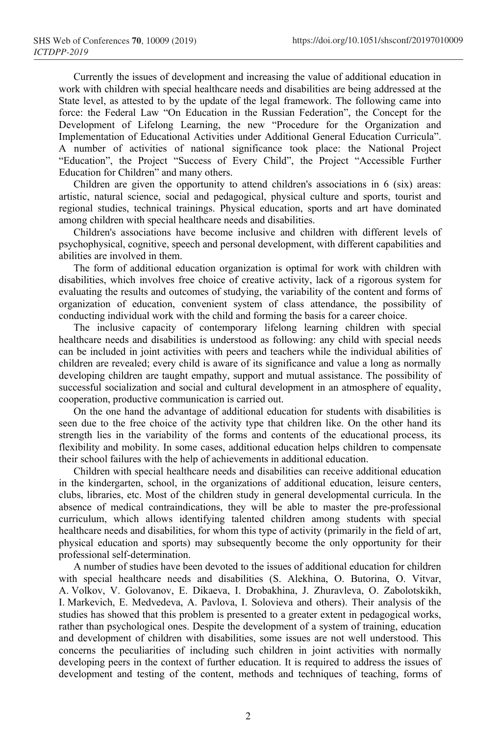Currently the issues of development and increasing the value of additional education in work with children with special healthcare needs and disabilities are being addressed at the State level, as attested to by the update of the legal framework. The following came into force: the Federal Law "On Education in the Russian Federation", the Concept for the Development of Lifelong Learning, the new "Procedure for the Organization and Implementation of Educational Activities under Additional General Education Curricula". A number of activities of national significance took place: the National Project "Education", the Project "Success of Every Child", the Project "Accessible Further Education for Children" and many others.

Children are given the opportunity to attend children's associations in 6 (six) areas: artistic, natural science, social and pedagogical, physical culture and sports, tourist and regional studies, technical trainings. Physical education, sports and art have dominated among children with special healthcare needs and disabilities.

Children's associations have become inclusive and children with different levels of psychophysical, cognitive, speech and personal development, with different capabilities and abilities are involved in them.

The form of additional education organization is optimal for work with children with disabilities, which involves free choice of creative activity, lack of a rigorous system for evaluating the results and outcomes of studying, the variability of the content and forms of organization of education, convenient system of class attendance, the possibility of conducting individual work with the child and forming the basis for a career choice.

The inclusive capacity of contemporary lifelong learning children with special healthcare needs and disabilities is understood as following: any child with special needs can be included in joint activities with peers and teachers while the individual abilities of children are revealed; every child is aware of its significance and value a long as normally developing children are taught empathy, support and mutual assistance. The possibility of successful socialization and social and cultural development in an atmosphere of equality, cooperation, productive communication is carried out.

On the one hand the advantage of additional education for students with disabilities is seen due to the free choice of the activity type that children like. On the other hand its strength lies in the variability of the forms and contents of the educational process, its flexibility and mobility. In some cases, additional education helps children to compensate their school failures with the help of achievements in additional education.

Children with special healthcare needs and disabilities can receive additional education in the kindergarten, school, in the organizations of additional education, leisure centers, clubs, libraries, etc. Most of the children study in general developmental curricula. In the absence of medical contraindications, they will be able to master the pre-professional curriculum, which allows identifying talented children among students with special healthcare needs and disabilities, for whom this type of activity (primarily in the field of art, physical education and sports) may subsequently become the only opportunity for their professional self-determination.

A number of studies have been devoted to the issues of additional education for children with special healthcare needs and disabilities (S. Alekhina, O. Butorina, O. Vitvar, A. Volkov, V. Golovanov, E. Dikaeva, I. Drobakhina, J. Zhuravleva, O. Zabolotskikh, I. Markevich, E. Medvedeva, A. Pavlova, I. Solovieva and others). Their analysis of the studies has showed that this problem is presented to a greater extent in pedagogical works, rather than psychological ones. Despite the development of a system of training, education and development of children with disabilities, some issues are not well understood. This concerns the peculiarities of including such children in joint activities with normally developing peers in the context of further education. It is required to address the issues of development and testing of the content, methods and techniques of teaching, forms of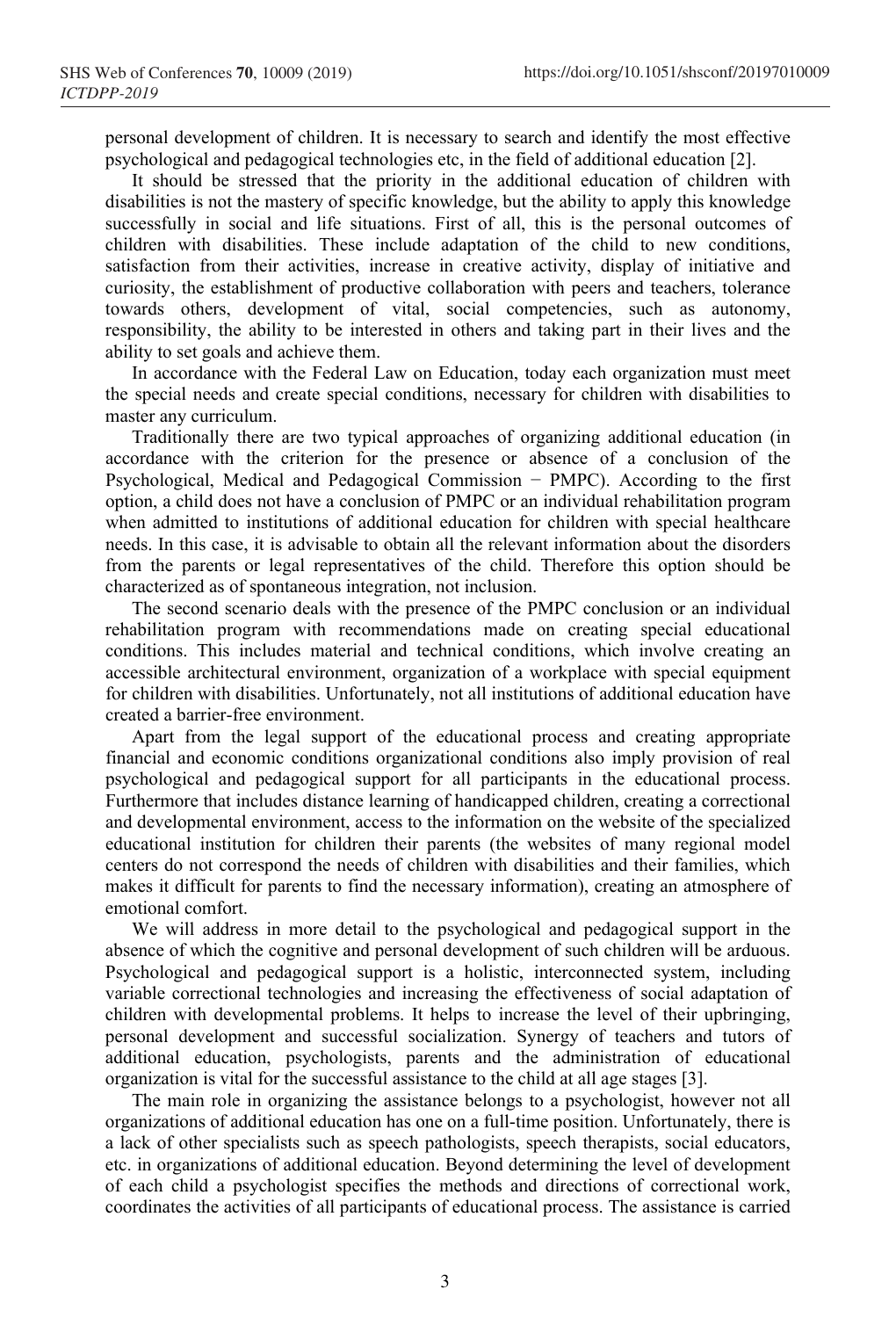personal development of children. It is necessary to search and identify the most effective psychological and pedagogical technologies etc, in the field of additional education [2].

It should be stressed that the priority in the additional education of children with disabilities is not the mastery of specific knowledge, but the ability to apply this knowledge successfully in social and life situations. First of all, this is the personal outcomes of children with disabilities. These include adaptation of the child to new conditions, satisfaction from their activities, increase in creative activity, display of initiative and curiosity, the establishment of productive collaboration with peers and teachers, tolerance towards others, development of vital, social competencies, such as autonomy, responsibility, the ability to be interested in others and taking part in their lives and the ability to set goals and achieve them.

In accordance with the Federal Law on Education, today each organization must meet the special needs and create special conditions, necessary for children with disabilities to master any curriculum.

Traditionally there are two typical approaches of organizing additional education (in accordance with the criterion for the presence or absence of a conclusion of the Psychological, Medical and Pedagogical Commission − PMPC). According to the first option, a child does not have a conclusion of PMPC or an individual rehabilitation program when admitted to institutions of additional education for children with special healthcare needs. In this case, it is advisable to obtain all the relevant information about the disorders from the parents or legal representatives of the child. Therefore this option should be characterized as of spontaneous integration, not inclusion.

The second scenario deals with the presence of the PMPC conclusion or an individual rehabilitation program with recommendations made on creating special educational conditions. This includes material and technical conditions, which involve creating an accessible architectural environment, organization of a workplace with special equipment for children with disabilities. Unfortunately, not all institutions of additional education have created a barrier-free environment.

Apart from the legal support of the educational process and creating appropriate financial and economic conditions organizational conditions also imply provision of real psychological and pedagogical support for all participants in the educational process. Furthermore that includes distance learning of handicapped children, creating a correctional and developmental environment, access to the information on the website of the specialized educational institution for children their parents (the websites of many regional model centers do not correspond the needs of children with disabilities and their families, which makes it difficult for parents to find the necessary information), creating an atmosphere of emotional comfort.

We will address in more detail to the psychological and pedagogical support in the absence of which the cognitive and personal development of such children will be arduous. Psychological and pedagogical support is a holistic, interconnected system, including variable correctional technologies and increasing the effectiveness of social adaptation of children with developmental problems. It helps to increase the level of their upbringing, personal development and successful socialization. Synergy of teachers and tutors of additional education, psychologists, parents and the administration of educational organization is vital for the successful assistance to the child at all age stages [3].

The main role in organizing the assistance belongs to a psychologist, however not all organizations of additional education has one on a full-time position. Unfortunately, there is a lack of other specialists such as speech pathologists, speech therapists, social educators, etc. in organizations of additional education. Beyond determining the level of development of each child a psychologist specifies the methods and directions of correctional work, coordinates the activities of all participants of educational process. The assistance is carried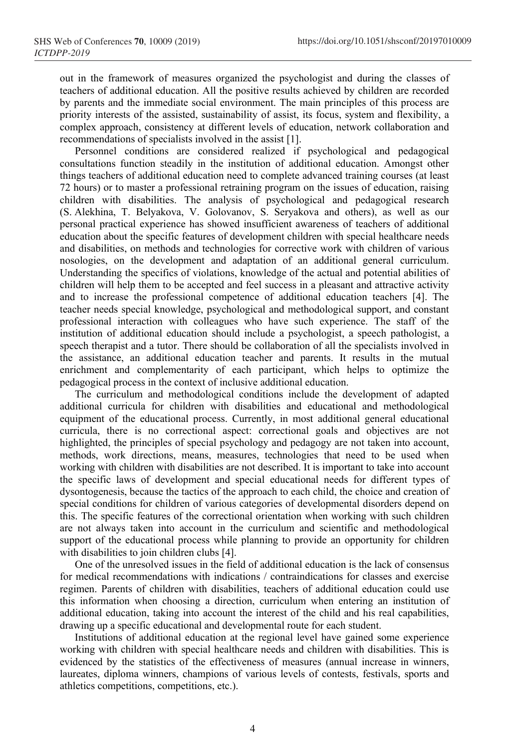out in the framework of measures organized the psychologist and during the classes of teachers of additional education. All the positive results achieved by children are recorded by parents and the immediate social environment. The main principles of this process are priority interests of the assisted, sustainability of assist, its focus, system and flexibility, a complex approach, consistency at different levels of education, network collaboration and recommendations of specialists involved in the assist [1].

Personnel conditions are considered realized if psychological and pedagogical consultations function steadily in the institution of additional education. Amongst other things teachers of additional education need to complete advanced training courses (at least 72 hours) or to master a professional retraining program on the issues of education, raising children with disabilities. The analysis of psychological and pedagogical research (S. Alekhina, T. Belyakova, V. Golovanov, S. Seryakova and others), as well as our personal practical experience has showed insufficient awareness of teachers of additional education about the specific features of development children with special healthcare needs and disabilities, on methods and technologies for corrective work with children of various nosologies, on the development and adaptation of an additional general curriculum. Understanding the specifics of violations, knowledge of the actual and potential abilities of children will help them to be accepted and feel success in a pleasant and attractive activity and to increase the professional competence of additional education teachers [4]. The teacher needs special knowledge, psychological and methodological support, and constant professional interaction with colleagues who have such experience. The staff of the institution of additional education should include a psychologist, a speech pathologist, a speech therapist and a tutor. There should be collaboration of all the specialists involved in the assistance, an additional education teacher and parents. It results in the mutual enrichment and complementarity of each participant, which helps to optimize the pedagogical process in the context of inclusive additional education.

The curriculum and methodological conditions include the development of adapted additional curricula for children with disabilities and educational and methodological equipment of the educational process. Currently, in most additional general educational curricula, there is no correctional aspect: correctional goals and objectives are not highlighted, the principles of special psychology and pedagogy are not taken into account, methods, work directions, means, measures, technologies that need to be used when working with children with disabilities are not described. It is important to take into account the specific laws of development and special educational needs for different types of dysontogenesis, because the tactics of the approach to each child, the choice and creation of special conditions for children of various categories of developmental disorders depend on this. The specific features of the correctional orientation when working with such children are not always taken into account in the curriculum and scientific and methodological support of the educational process while planning to provide an opportunity for children with disabilities to join children clubs [4].

One of the unresolved issues in the field of additional education is the lack of consensus for medical recommendations with indications / contraindications for classes and exercise regimen. Parents of children with disabilities, teachers of additional education could use this information when choosing a direction, curriculum when entering an institution of additional education, taking into account the interest of the child and his real capabilities, drawing up a specific educational and developmental route for each student.

Institutions of additional education at the regional level have gained some experience working with children with special healthcare needs and children with disabilities. This is evidenced by the statistics of the effectiveness of measures (annual increase in winners, laureates, diploma winners, champions of various levels of contests, festivals, sports and athletics competitions, competitions, etc.).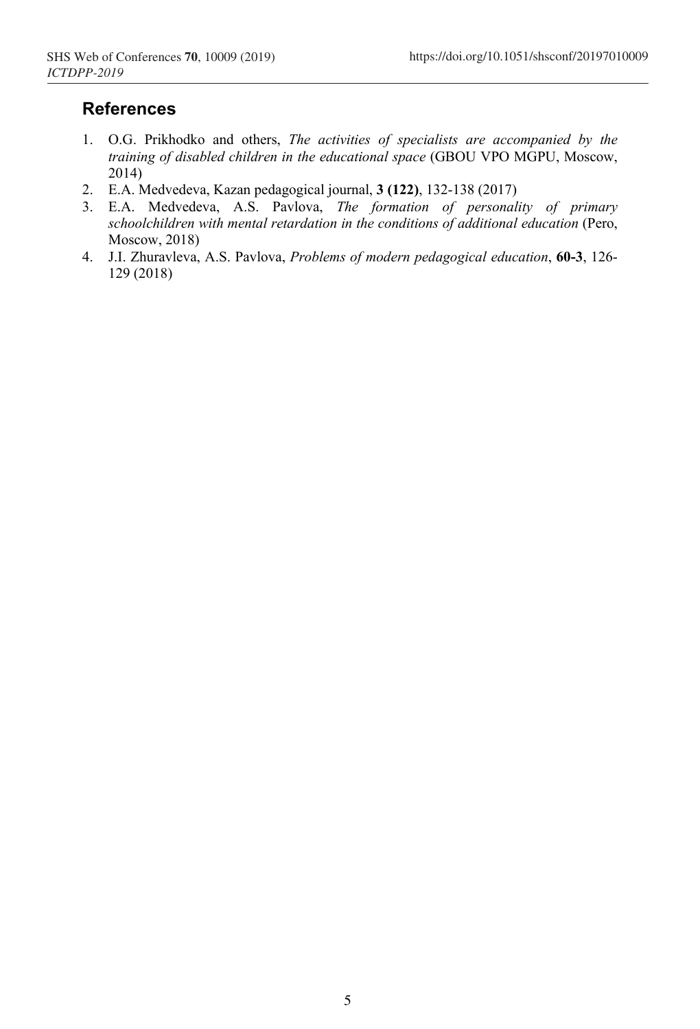## References

1. O.G. Prikhodko and others, *The activities of specialists are accompanied by the training of disabled children in the educational space* (GBOU VPO MGPU, Moscow, 2014)
2. E.A. Medvedeva, Kazan pedagogical journal, **3 (122)**, 132-138 (2017)
3. E.A. Medvedeva, A.S. Pavlova, *The formation of personality of primary schoolchildren with mental retardation in the conditions of additional education* (Pero, Moscow, 2018)
4. J.I. Zhuravleva, A.S. Pavlova, *Problems of modern pedagogical education*, **60-3**, 126-129 (2018)